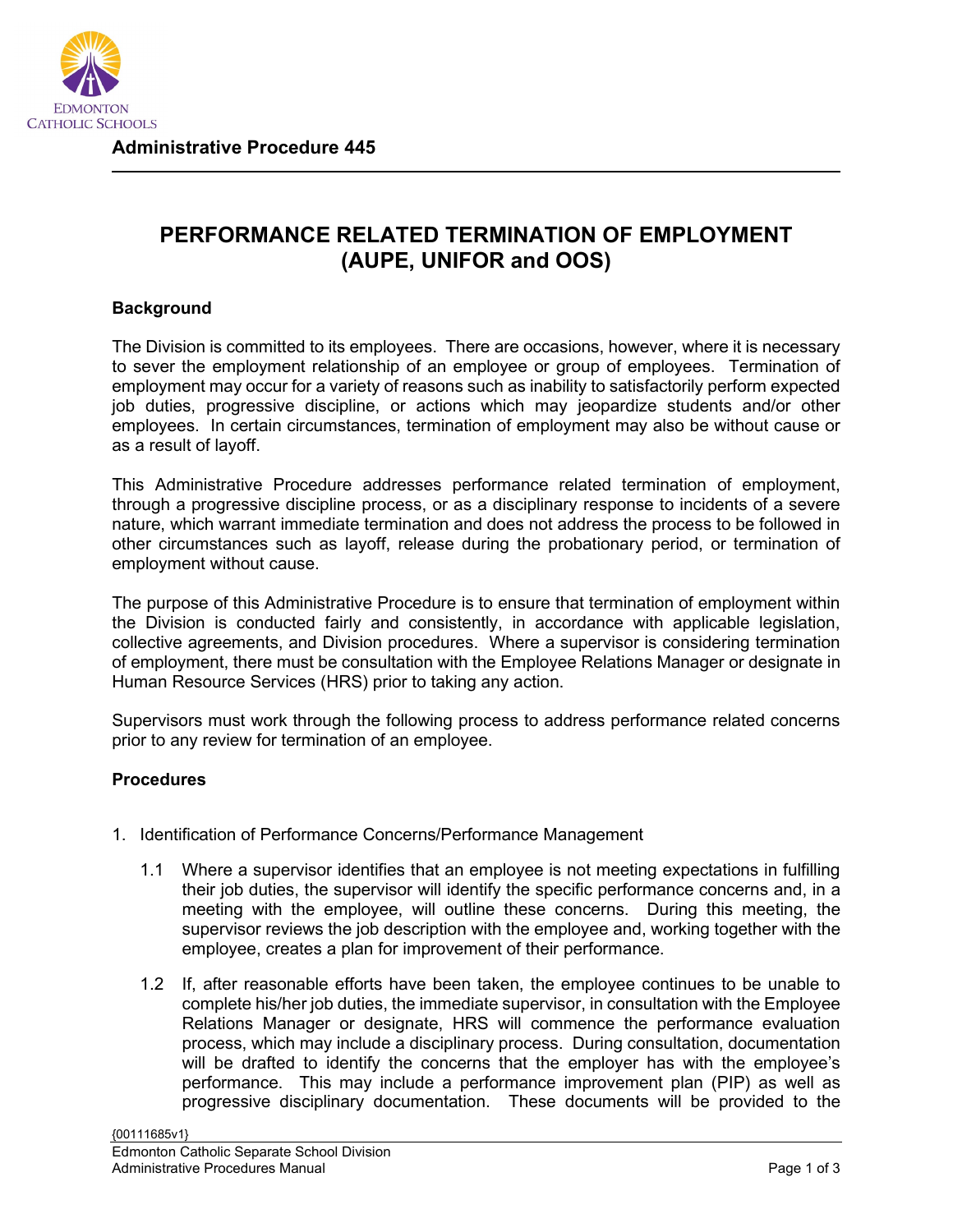**Administrative Procedure 445**

# PERFORMANCE RELATED TERMINATION OF EMPLOYMENT (AUPE, UNIFOR and OOS)

## Background

The Division is committed to its employees. There are occasions, however, where it is necessary to sever the employment relationship of an employee or group of employees. Termination of employment may occur for a variety of reasons such as inability to satisfactorily perform expected job duties, progressive discipline, or actions which may jeopardize students and/or other employees. In certain circumstances, termination of employment may also be without cause or as a result of layoff.

This Administrative Procedure addresses performance related termination of employment, through a progressive discipline process, or as a disciplinary response to incidents of a severe nature, which warrant immediate termination and does not address the process to be followed in other circumstances such as layoff, release during the probationary period, or termination of employment without cause.

The purpose of this Administrative Procedure is to ensure that termination of employment within the Division is conducted fairly and consistently, in accordance with applicable legislation, collective agreements, and Division procedures. Where a supervisor is considering termination of employment, there must be consultation with the Employee Relations Manager or designate in Human Resource Services (HRS) prior to taking any action.

Supervisors must work through the following process to address performance related concerns prior to any review for termination of an employee.

## Procedures

1. Identification of Performance Concerns/Performance Management

   1.1 Where a supervisor identifies that an employee is not meeting expectations in fulfilling their job duties, the supervisor will identify the specific performance concerns and, in a meeting with the employee, will outline these concerns. During this meeting, the supervisor reviews the job description with the employee and, working together with the employee, creates a plan for improvement of their performance.

   1.2 If, after reasonable efforts have been taken, the employee continues to be unable to complete his/her job duties, the immediate supervisor, in consultation with the Employee Relations Manager or designate, HRS will commence the performance evaluation process, which may include a disciplinary process. During consultation, documentation will be drafted to identify the concerns that the employer has with the employee's performance. This may include a performance improvement plan (PIP) as well as progressive disciplinary documentation. These documents will be provided to the

{00111685v1}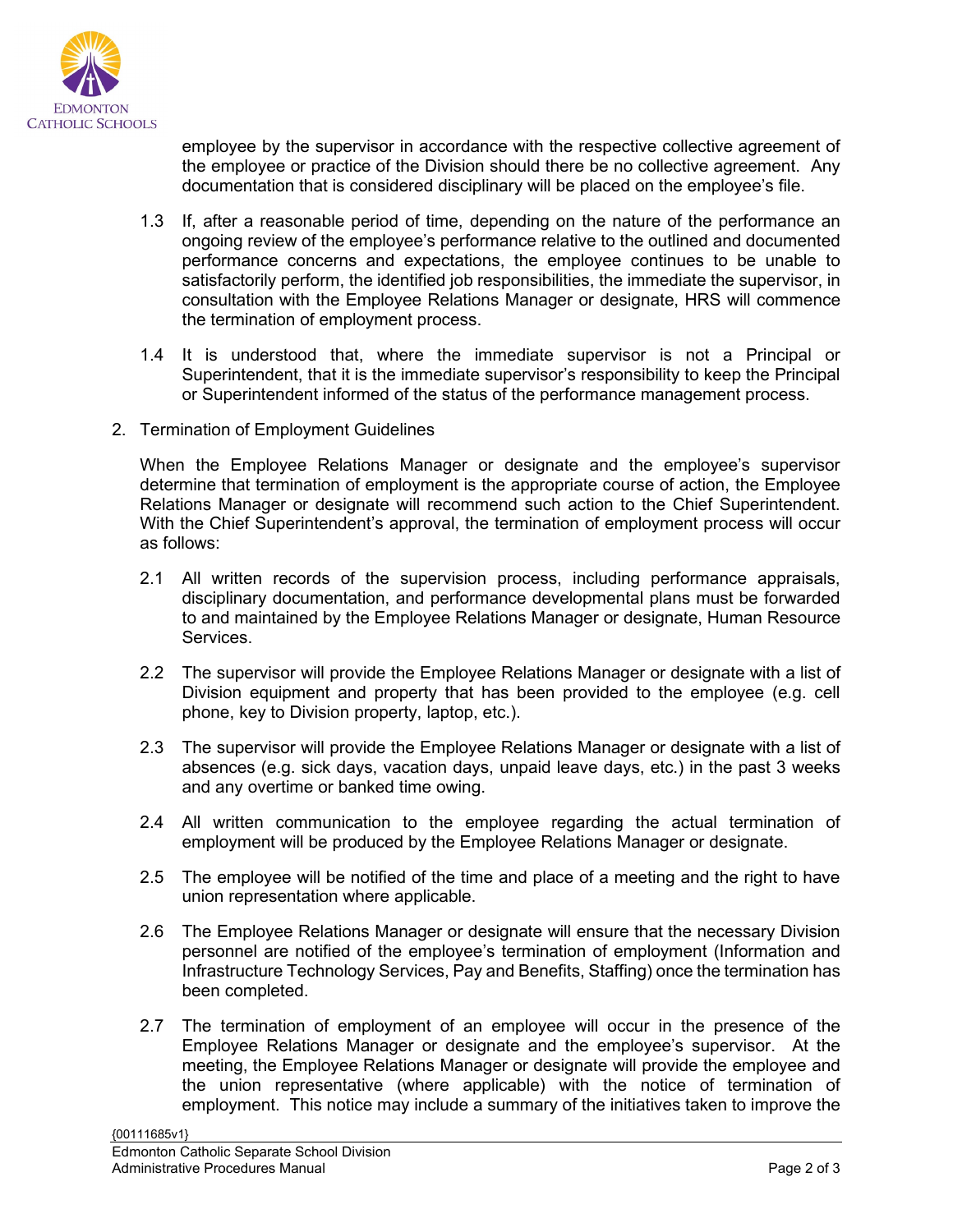employee by the supervisor in accordance with the respective collective agreement of the employee or practice of the Division should there be no collective agreement. Any documentation that is considered disciplinary will be placed on the employee's file.

1.3 If, after a reasonable period of time, depending on the nature of the performance an ongoing review of the employee's performance relative to the outlined and documented performance concerns and expectations, the employee continues to be unable to satisfactorily perform, the identified job responsibilities, the immediate the supervisor, in consultation with the Employee Relations Manager or designate, HRS will commence the termination of employment process.

1.4 It is understood that, where the immediate supervisor is not a Principal or Superintendent, that it is the immediate supervisor's responsibility to keep the Principal or Superintendent informed of the status of the performance management process.

2. Termination of Employment Guidelines

When the Employee Relations Manager or designate and the employee's supervisor determine that termination of employment is the appropriate course of action, the Employee Relations Manager or designate will recommend such action to the Chief Superintendent. With the Chief Superintendent's approval, the termination of employment process will occur as follows:

2.1 All written records of the supervision process, including performance appraisals, disciplinary documentation, and performance developmental plans must be forwarded to and maintained by the Employee Relations Manager or designate, Human Resource Services.

2.2 The supervisor will provide the Employee Relations Manager or designate with a list of Division equipment and property that has been provided to the employee (e.g. cell phone, key to Division property, laptop, etc.).

2.3 The supervisor will provide the Employee Relations Manager or designate with a list of absences (e.g. sick days, vacation days, unpaid leave days, etc.) in the past 3 weeks and any overtime or banked time owing.

2.4 All written communication to the employee regarding the actual termination of employment will be produced by the Employee Relations Manager or designate.

2.5 The employee will be notified of the time and place of a meeting and the right to have union representation where applicable.

2.6 The Employee Relations Manager or designate will ensure that the necessary Division personnel are notified of the employee's termination of employment (Information and Infrastructure Technology Services, Pay and Benefits, Staffing) once the termination has been completed.

2.7 The termination of employment of an employee will occur in the presence of the Employee Relations Manager or designate and the employee's supervisor. At the meeting, the Employee Relations Manager or designate will provide the employee and the union representative (where applicable) with the notice of termination of employment. This notice may include a summary of the initiatives taken to improve the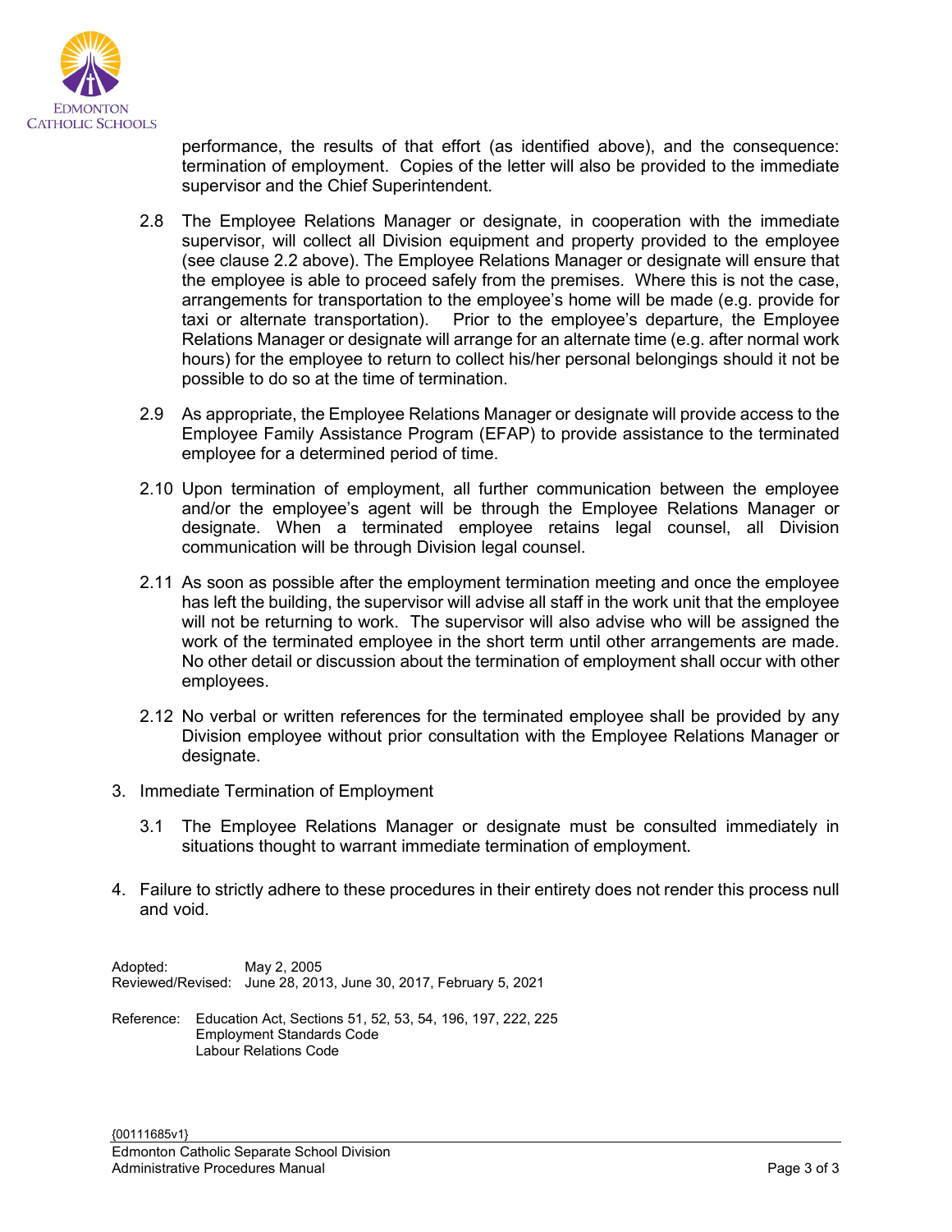performance, the results of that effort (as identified above), and the consequence: termination of employment. Copies of the letter will also be provided to the immediate supervisor and the Chief Superintendent.

2.8 The Employee Relations Manager or designate, in cooperation with the immediate supervisor, will collect all Division equipment and property provided to the employee (see clause 2.2 above). The Employee Relations Manager or designate will ensure that the employee is able to proceed safely from the premises. Where this is not the case, arrangements for transportation to the employee's home will be made (e.g. provide for taxi or alternate transportation). Prior to the employee's departure, the Employee Relations Manager or designate will arrange for an alternate time (e.g. after normal work hours) for the employee to return to collect his/her personal belongings should it not be possible to do so at the time of termination.

2.9 As appropriate, the Employee Relations Manager or designate will provide access to the Employee Family Assistance Program (EFAP) to provide assistance to the terminated employee for a determined period of time.

2.10 Upon termination of employment, all further communication between the employee and/or the employee's agent will be through the Employee Relations Manager or designate. When a terminated employee retains legal counsel, all Division communication will be through Division legal counsel.

2.11 As soon as possible after the employment termination meeting and once the employee has left the building, the supervisor will advise all staff in the work unit that the employee will not be returning to work. The supervisor will also advise who will be assigned the work of the terminated employee in the short term until other arrangements are made. No other detail or discussion about the termination of employment shall occur with other employees.

2.12 No verbal or written references for the terminated employee shall be provided by any Division employee without prior consultation with the Employee Relations Manager or designate.

3. Immediate Termination of Employment

   3.1 The Employee Relations Manager or designate must be consulted immediately in situations thought to warrant immediate termination of employment.

4. Failure to strictly adhere to these procedures in their entirety does not render this process null and void.

Adopted: May 2, 2005
Reviewed/Revised: June 28, 2013, June 30, 2017, February 5, 2021

Reference: Education Act, Sections 51, 52, 53, 54, 196, 197, 222, 225
Employment Standards Code
Labour Relations Code